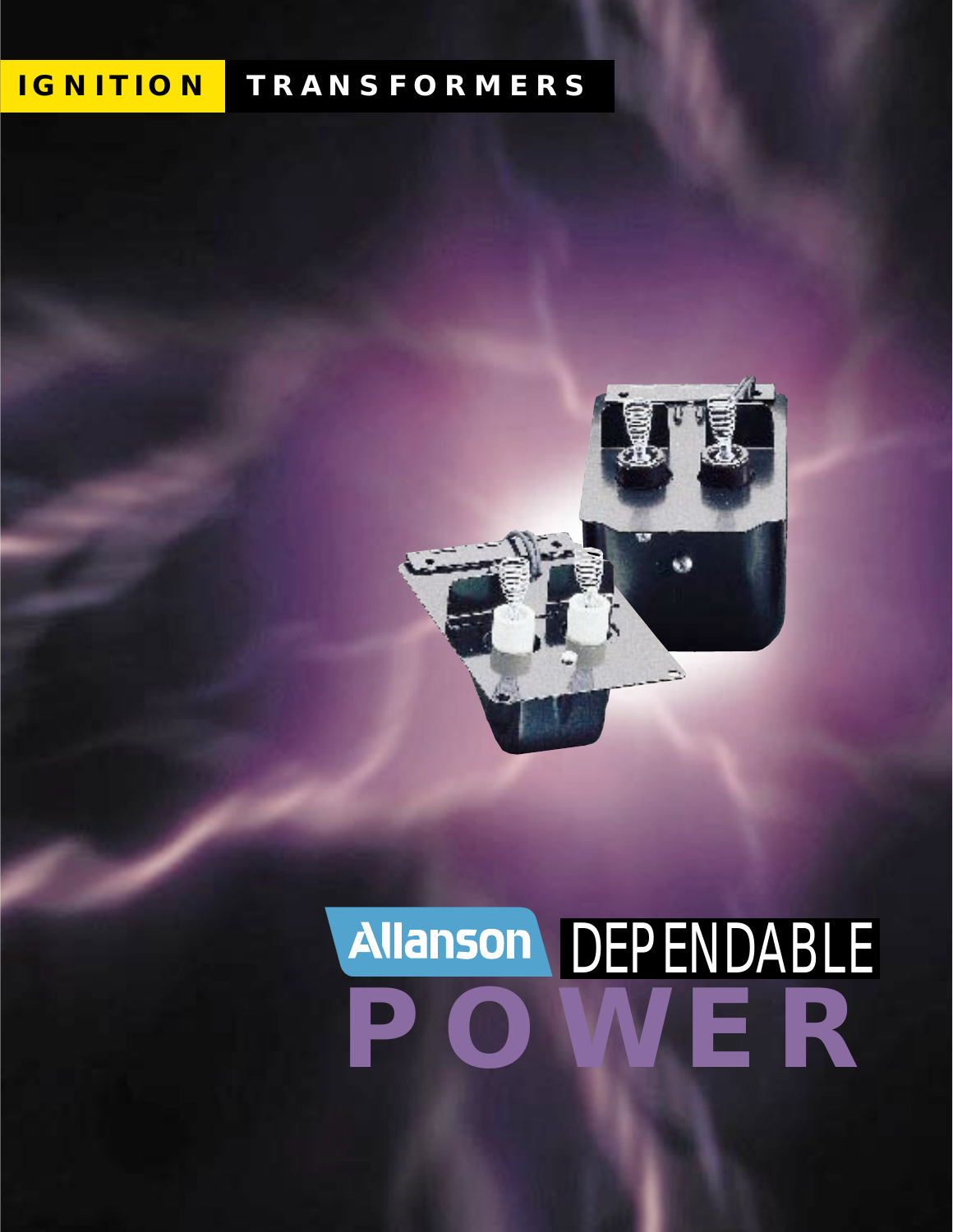# IGNITION TRANSFORMERS

Allanson DEPENDABLE

**POWER**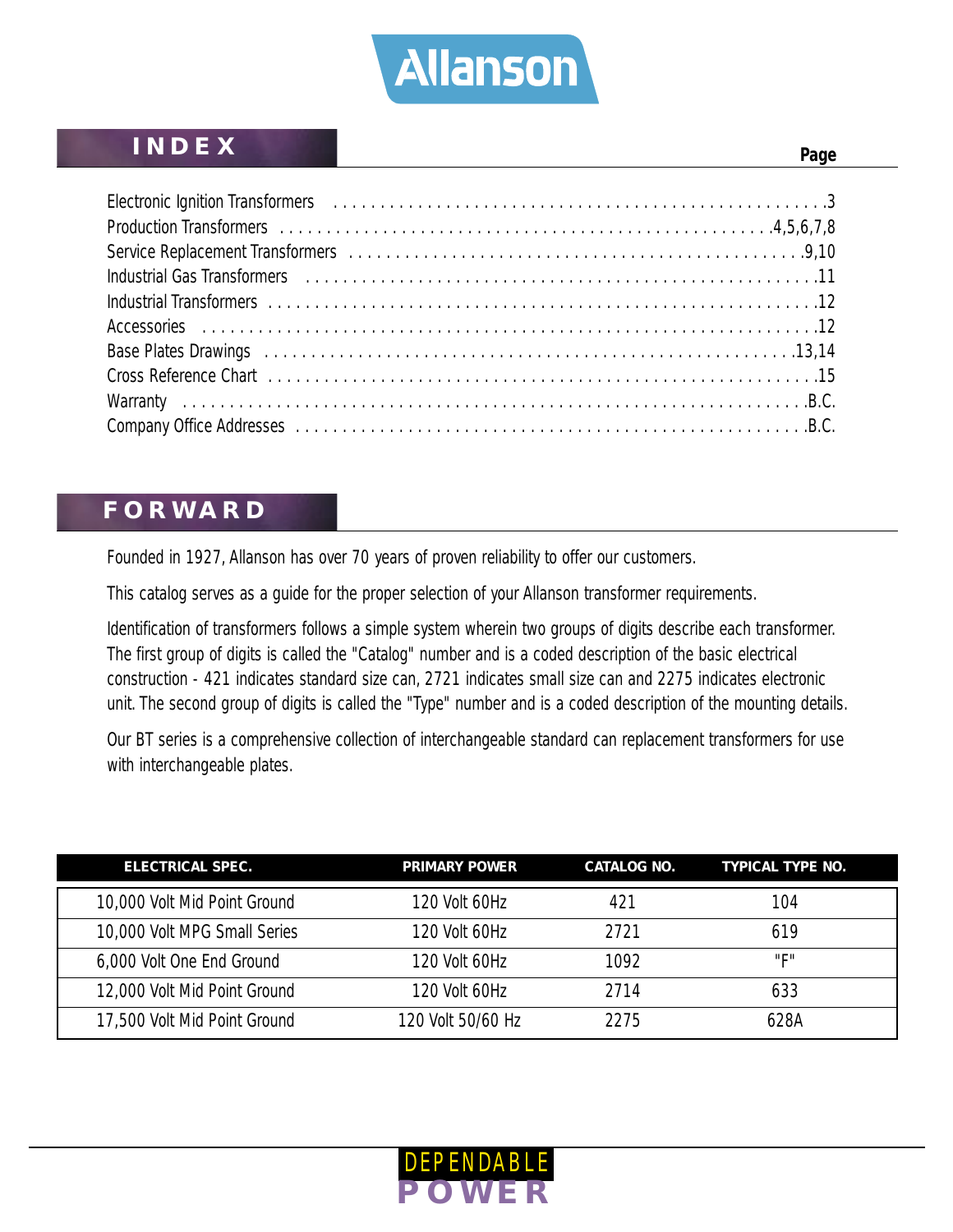Allanson

## INDEX

| | Page |
|---|---|
| Electronic Ignition Transformers | 3 |
| Production Transformers | 4,5,6,7,8 |
| Service Replacement Transformers | 9,10 |
| Industrial Gas Transformers | 11 |
| Industrial Transformers | 12 |
| Accessories | 12 |
| Base Plates Drawings | 13,14 |
| Cross Reference Chart | 15 |
| Warranty | B.C. |
| Company Office Addresses | B.C. |

## FORWARD

Founded in 1927, Allanson has over 70 years of proven reliability to offer our customers.

This catalog serves as a guide for the proper selection of your Allanson transformer requirements.

Identification of transformers follows a simple system wherein two groups of digits describe each transformer. The first group of digits is called the "Catalog" number and is a coded description of the basic electrical construction - 421 indicates standard size can, 2721 indicates small size can and 2275 indicates electronic unit. The second group of digits is called the "Type" number and is a coded description of the mounting details.

Our BT series is a comprehensive collection of interchangeable standard can replacement transformers for use with interchangeable plates.

| ELECTRICAL SPEC. | PRIMARY POWER | CATALOG NO. | TYPICAL TYPE NO. |
|---|---|---|---|
| 10,000 Volt Mid Point Ground | 120 Volt 60Hz | 421 | 104 |
| 10,000 Volt MPG Small Series | 120 Volt 60Hz | 2721 | 619 |
| 6,000 Volt One End Ground | 120 Volt 60Hz | 1092 | "F" |
| 12,000 Volt Mid Point Ground | 120 Volt 60Hz | 2714 | 633 |
| 17,500 Volt Mid Point Ground | 120 Volt 50/60 Hz | 2275 | 628A |

DEPENDABLE POWER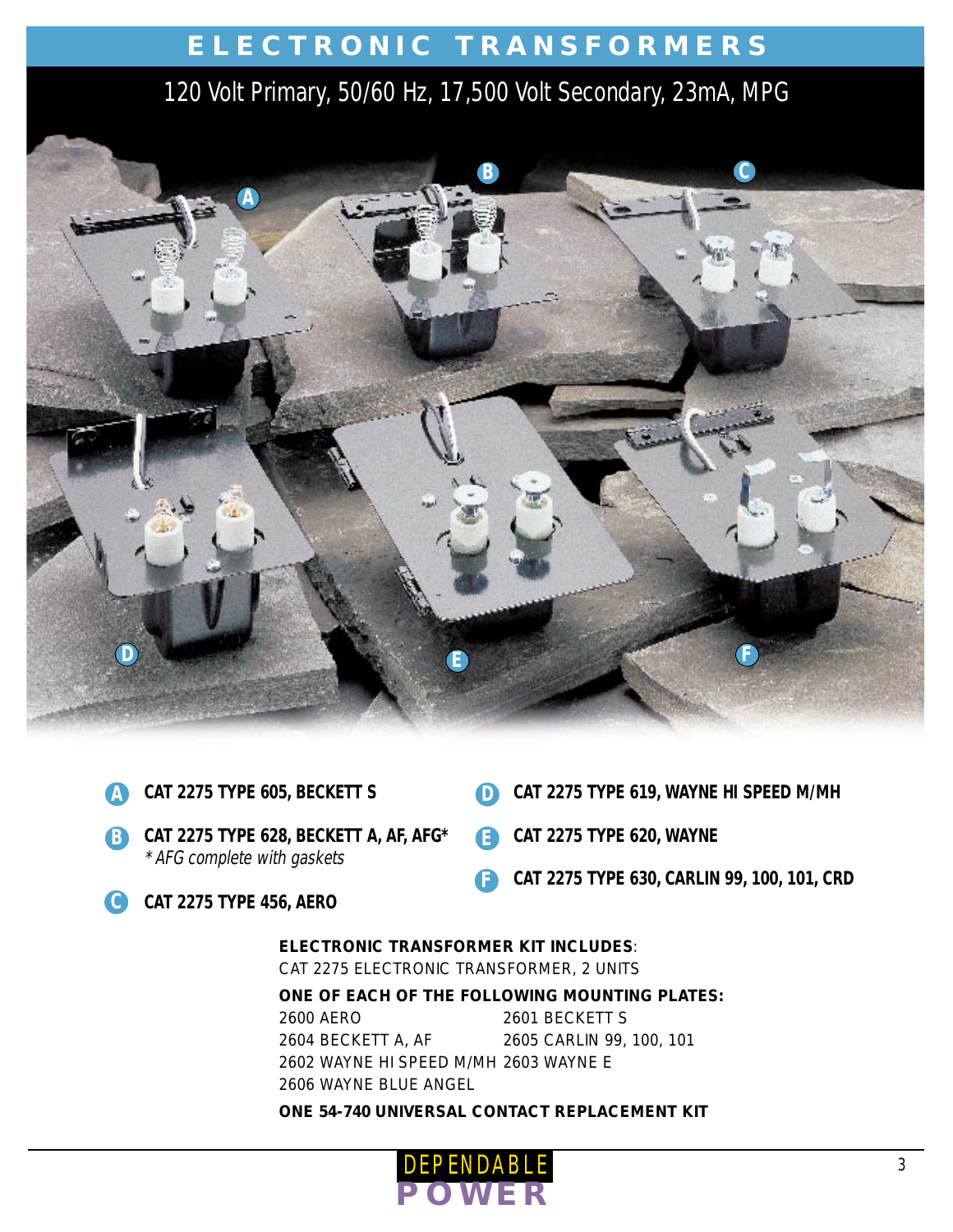# ELECTRONIC TRANSFORMERS

## 120 Volt Primary, 50/60 Hz, 17,500 Volt Secondary, 23mA, MPG

- **A** **CAT 2275 TYPE 605, BECKETT S**
- **B** **CAT 2275 TYPE 628, BECKETT A, AF, AFG***
  *\* AFG complete with gaskets*
- **C** **CAT 2275 TYPE 456, AERO**
- **D** **CAT 2275 TYPE 619, WAYNE HI SPEED M/MH**
- **E** **CAT 2275 TYPE 620, WAYNE**
- **F** **CAT 2275 TYPE 630, CARLIN 99, 100, 101, CRD**

**ELECTRONIC TRANSFORMER KIT INCLUDES**:
CAT 2275 ELECTRONIC TRANSFORMER, 2 UNITS

**ONE OF EACH OF THE FOLLOWING MOUNTING PLATES:**

| | |
|---|---|
| 2600 AERO | 2601 BECKETT S |
| 2604 BECKETT A, AF | 2605 CARLIN 99, 100, 101 |
| 2602 WAYNE HI SPEED M/MH | 2603 WAYNE E |
| 2606 WAYNE BLUE ANGEL | |

**ONE 54-740 UNIVERSAL CONTACT REPLACEMENT KIT**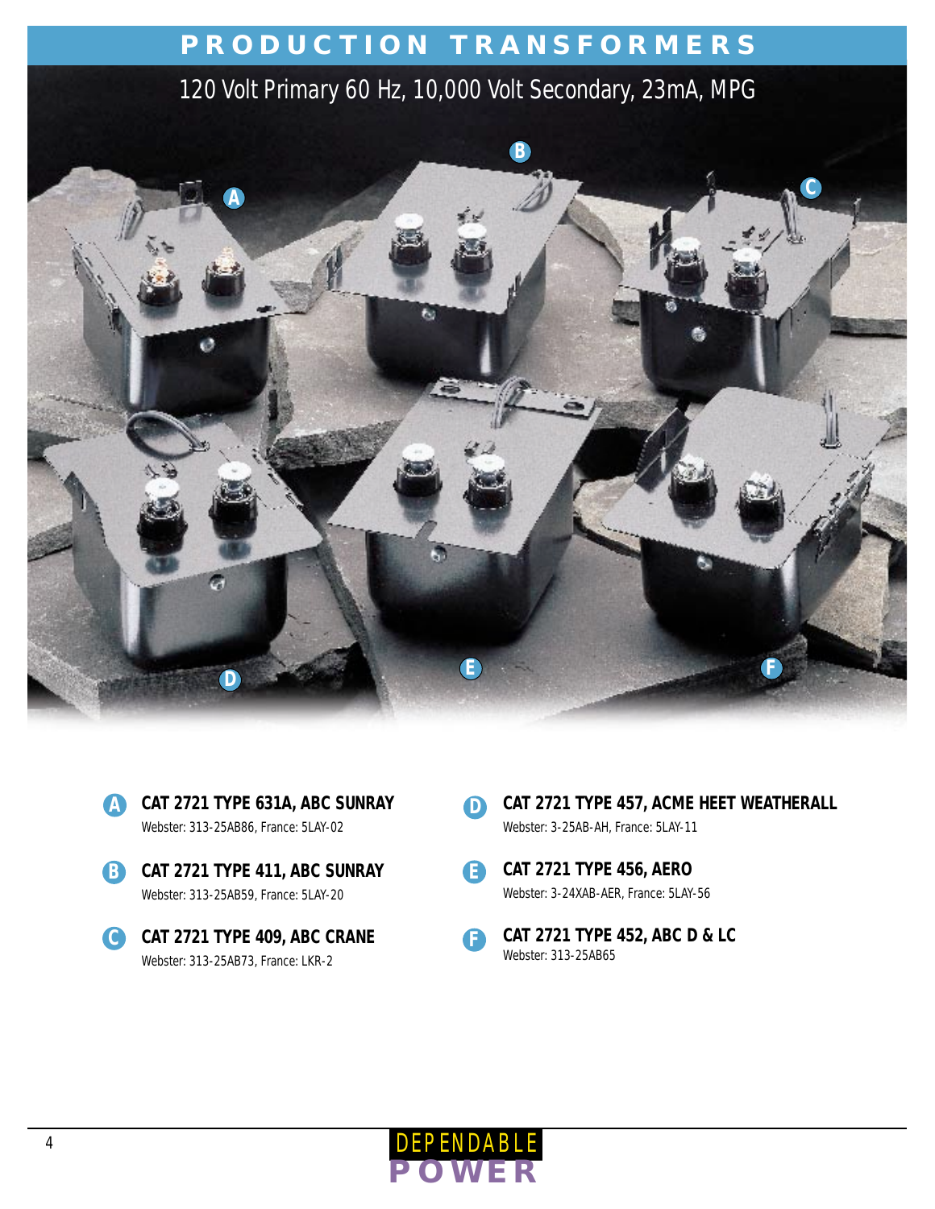# PRODUCTION TRANSFORMERS

## 120 Volt Primary 60 Hz, 10,000 Volt Secondary, 23mA, MPG

**A** **CAT 2721 TYPE 631A, ABC SUNRAY**
Webster: 313-25AB86, France: 5LAY-02

**B** **CAT 2721 TYPE 411, ABC SUNRAY**
Webster: 313-25AB59, France: 5LAY-20

**C** **CAT 2721 TYPE 409, ABC CRANE**
Webster: 313-25AB73, France: LKR-2

**D** **CAT 2721 TYPE 457, ACME HEET WEATHERALL**
Webster: 3-25AB-AH, France: 5LAY-11

**E** **CAT 2721 TYPE 456, AERO**
Webster: 3-24XAB-AER, France: 5LAY-56

**F** **CAT 2721 TYPE 452, ABC D & LC**
Webster: 313-25AB65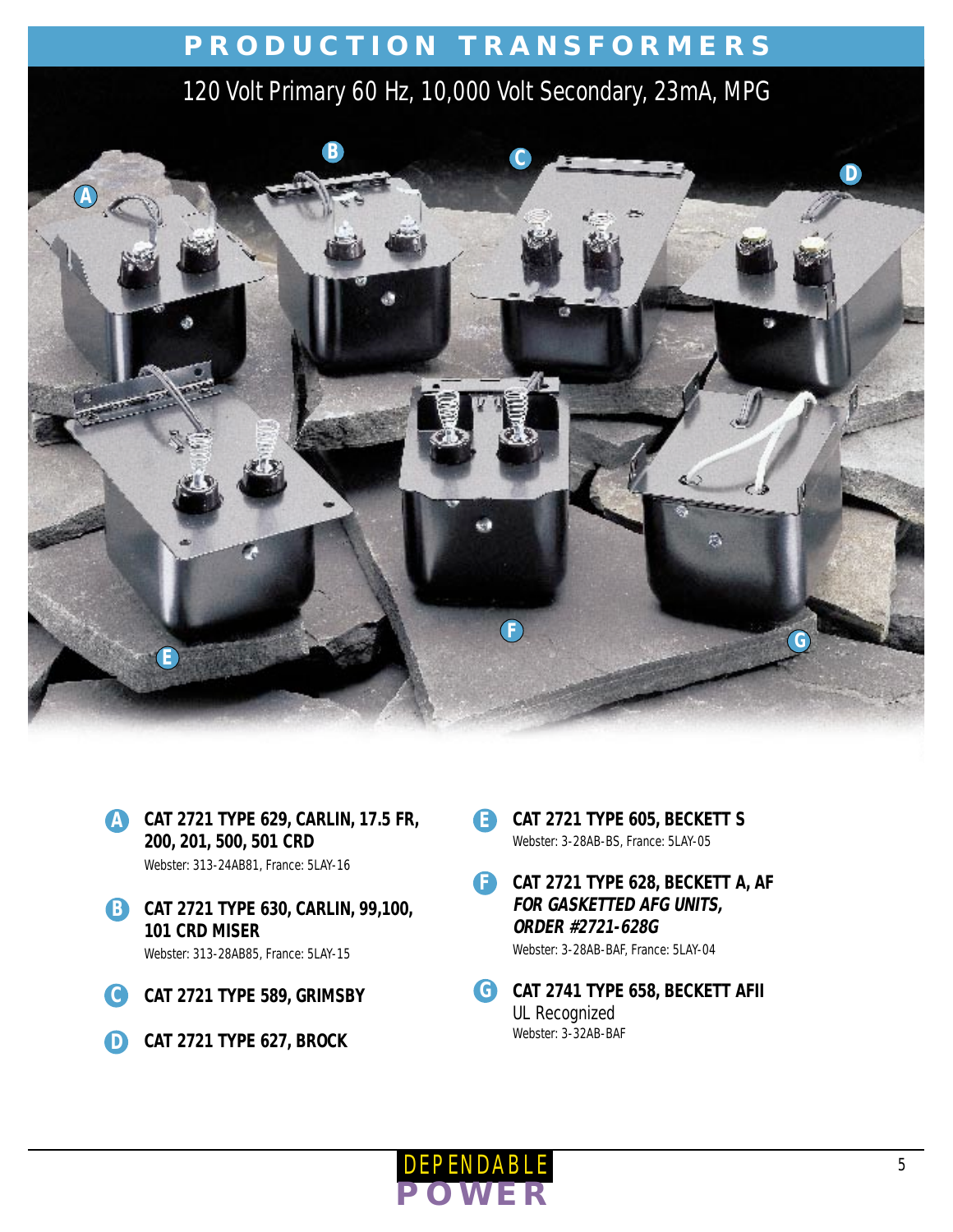# PRODUCTION TRANSFORMERS

## 120 Volt Primary 60 Hz, 10,000 Volt Secondary, 23mA, MPG

**A** **CAT 2721 TYPE 629, CARLIN, 17.5 FR, 200, 201, 500, 501 CRD**
Webster: 313-24AB81, France: 5LAY-16

**B** **CAT 2721 TYPE 630, CARLIN, 99,100, 101 CRD MISER**
Webster: 313-28AB85, France: 5LAY-15

**C** **CAT 2721 TYPE 589, GRIMSBY**

**D** **CAT 2721 TYPE 627, BROCK**

**E** **CAT 2721 TYPE 605, BECKETT S**
Webster: 3-28AB-BS, France: 5LAY-05

**F** **CAT 2721 TYPE 628, BECKETT A, AF**
***FOR GASKETTED AFG UNITS, ORDER #2721-628G***
Webster: 3-28AB-BAF, France: 5LAY-04

**G** **CAT 2741 TYPE 658, BECKETT AFII**
UL Recognized
Webster: 3-32AB-BAF

DEPENDABLE POWER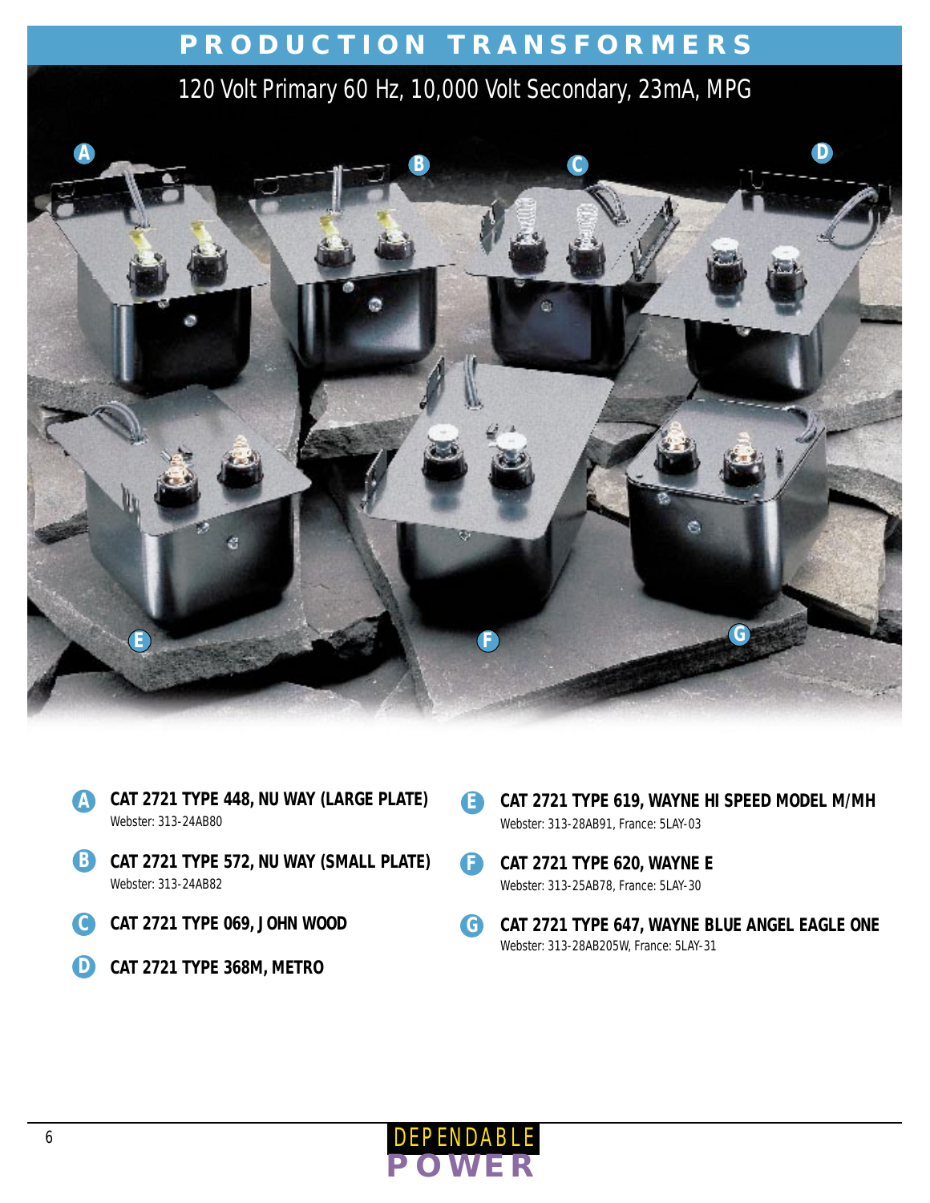# PRODUCTION TRANSFORMERS

## 120 Volt Primary 60 Hz, 10,000 Volt Secondary, 23mA, MPG

- **A** **CAT 2721 TYPE 448, NU WAY (LARGE PLATE)**
  Webster: 313-24AB80
- **B** **CAT 2721 TYPE 572, NU WAY (SMALL PLATE)**
  Webster: 313-24AB82
- **C** **CAT 2721 TYPE 069, JOHN WOOD**
- **D** **CAT 2721 TYPE 368M, METRO**
- **E** **CAT 2721 TYPE 619, WAYNE HI SPEED MODEL M/MH**
  Webster: 313-28AB91, France: 5LAY-03
- **F** **CAT 2721 TYPE 620, WAYNE E**
  Webster: 313-25AB78, France: 5LAY-30
- **G** **CAT 2721 TYPE 647, WAYNE BLUE ANGEL EAGLE ONE**
  Webster: 313-28AB205W, France: 5LAY-31

DEPENDABLE POWER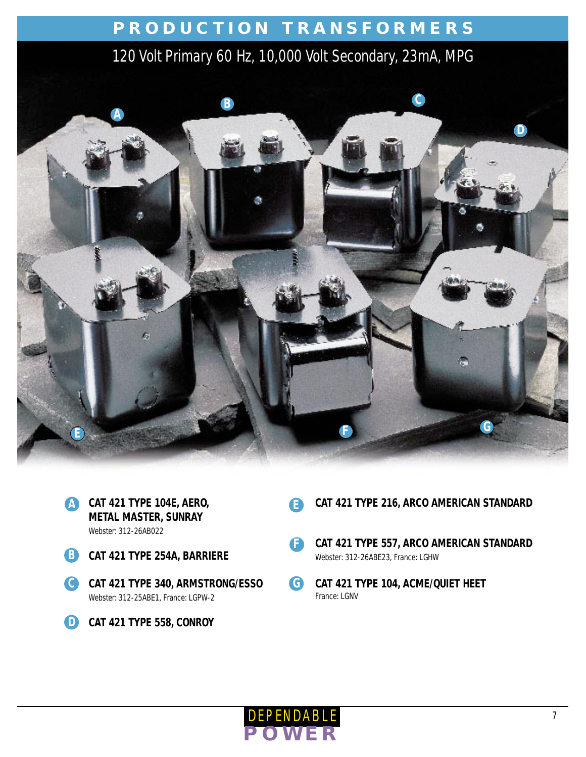# PRODUCTION TRANSFORMERS

## 120 Volt Primary 60 Hz, 10,000 Volt Secondary, 23mA, MPG

**A** **CAT 421 TYPE 104E, AERO, METAL MASTER, SUNRAY**
Webster: 312-26AB022

**B** **CAT 421 TYPE 254A, BARRIERE**

**C** **CAT 421 TYPE 340, ARMSTRONG/ESSO**
Webster: 312-25ABE1, France: LGPW-2

**D** **CAT 421 TYPE 558, CONROY**

**E** **CAT 421 TYPE 216, ARCO AMERICAN STANDARD**

**F** **CAT 421 TYPE 557, ARCO AMERICAN STANDARD**
Webster: 312-26ABE23, France: LGHW

**G** **CAT 421 TYPE 104, ACME/QUIET HEET**
France: LGNV

DEPENDABLE POWER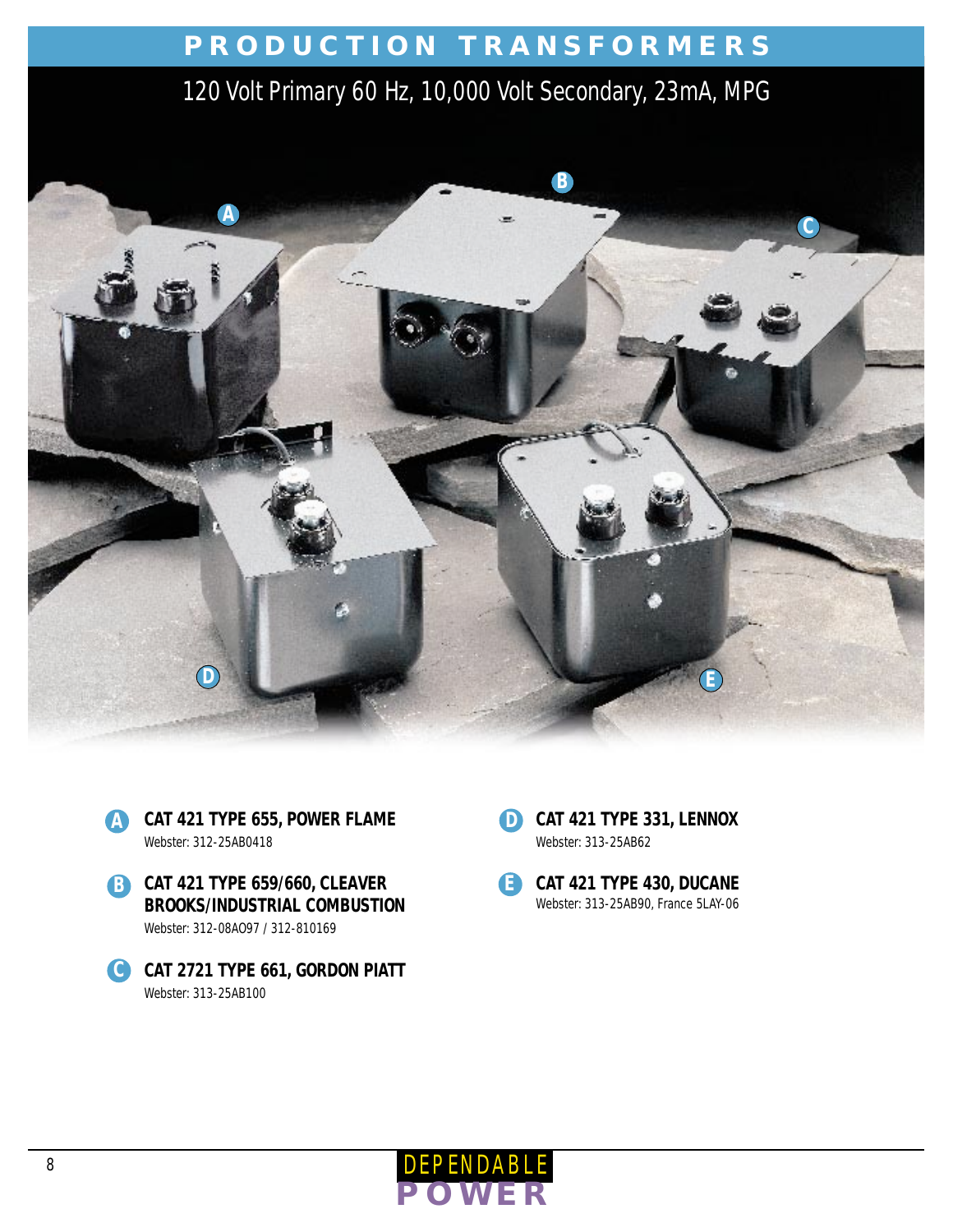# PRODUCTION TRANSFORMERS

## 120 Volt Primary 60 Hz, 10,000 Volt Secondary, 23mA, MPG

**A** **CAT 421 TYPE 655, POWER FLAME**
Webster: 312-25AB0418

**B** **CAT 421 TYPE 659/660, CLEAVER BROOKS/INDUSTRIAL COMBUSTION**
Webster: 312-08AO97 / 312-810169

**C** **CAT 2721 TYPE 661, GORDON PIATT**
Webster: 313-25AB100

**D** **CAT 421 TYPE 331, LENNOX**
Webster: 313-25AB62

**E** **CAT 421 TYPE 430, DUCANE**
Webster: 313-25AB90, France 5LAY-06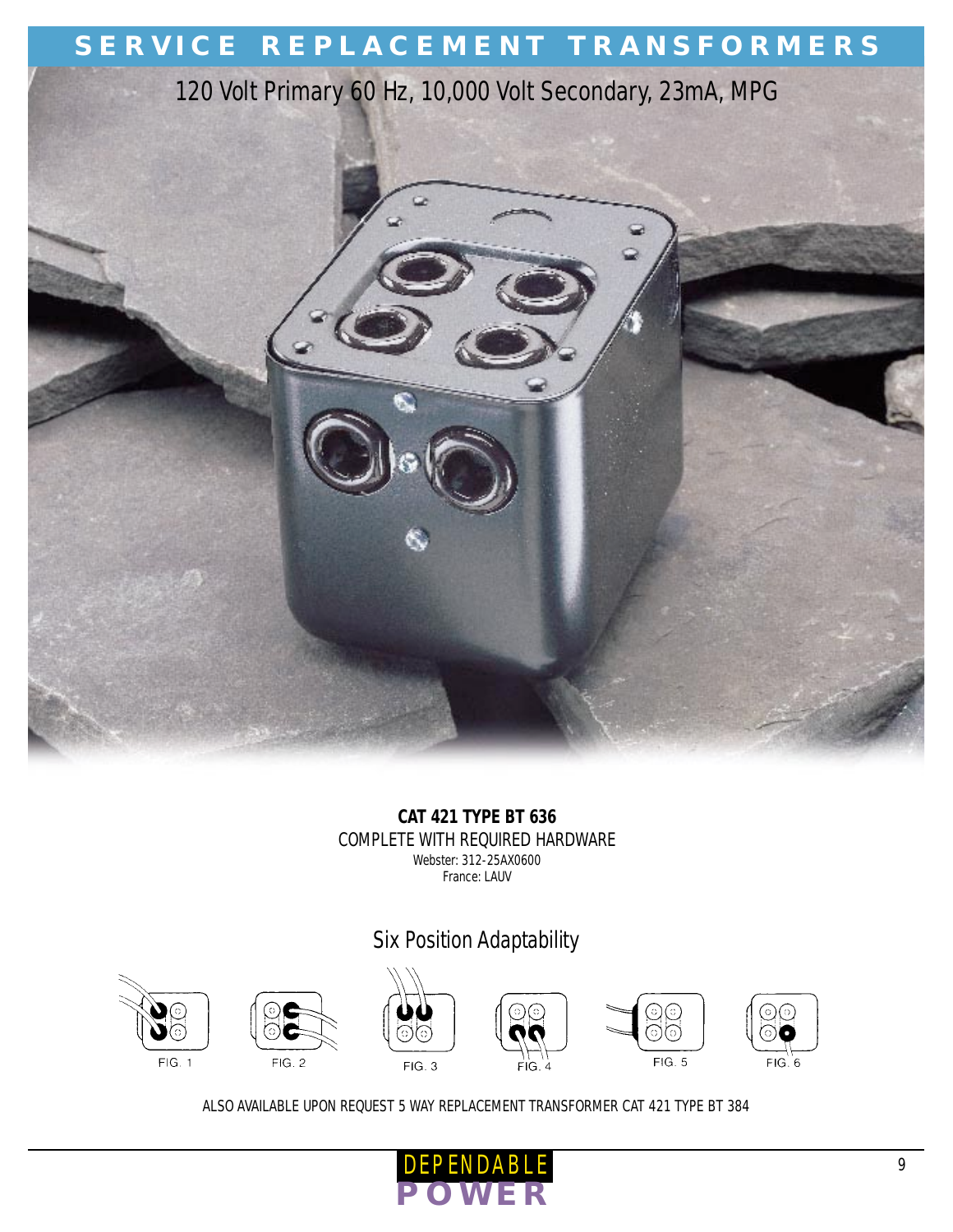# SERVICE REPLACEMENT TRANSFORMERS

120 Volt Primary 60 Hz, 10,000 Volt Secondary, 23mA, MPG

**CAT 421 TYPE BT 636**

COMPLETE WITH REQUIRED HARDWARE

Webster: 312-25AX0600

France: LAUV

## Six Position Adaptability

FIG. 1 FIG. 2 FIG. 3 FIG. 4 FIG. 5 FIG. 6

ALSO AVAILABLE UPON REQUEST 5 WAY REPLACEMENT TRANSFORMER CAT 421 TYPE BT 384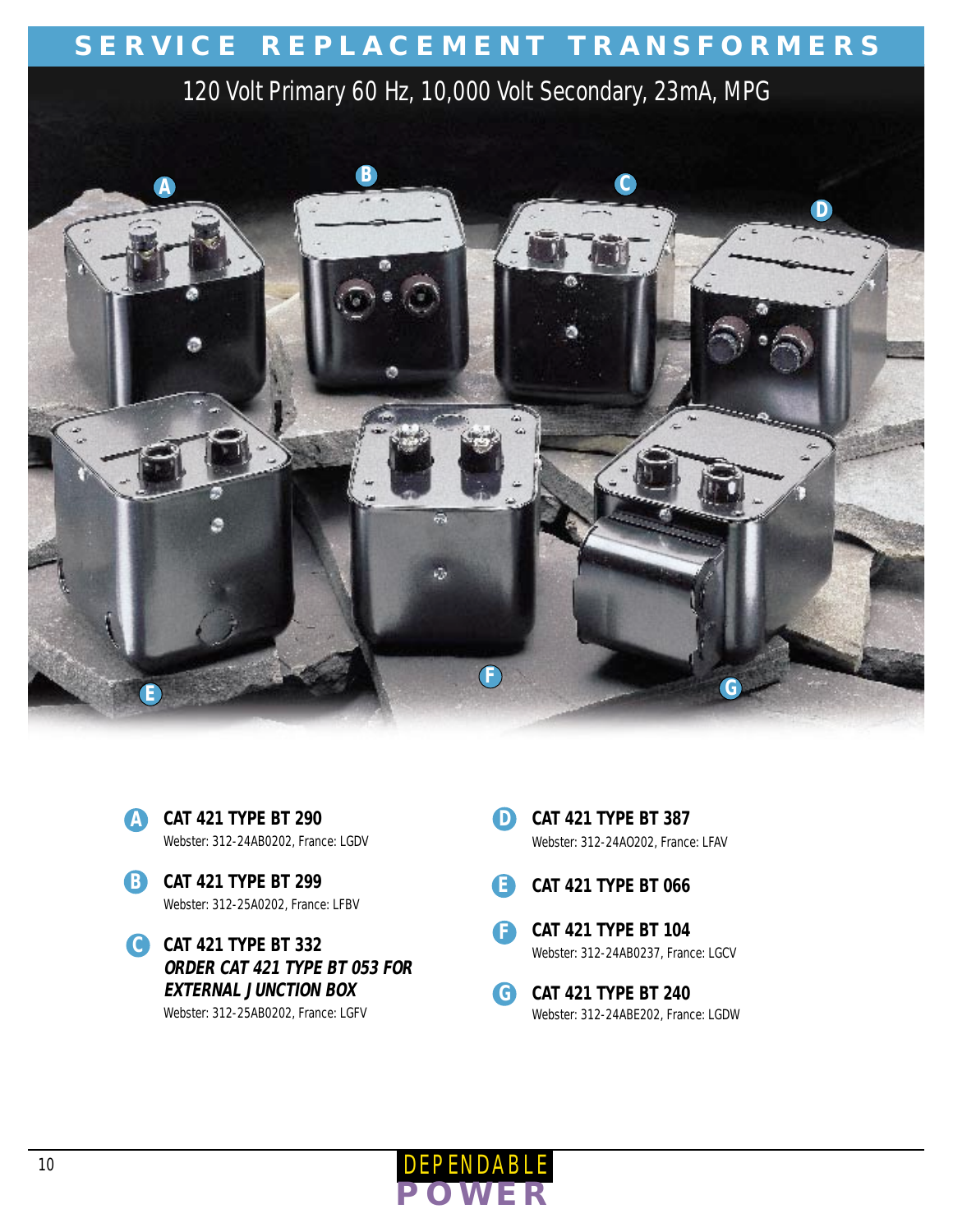# SERVICE REPLACEMENT TRANSFORMERS

120 Volt Primary 60 Hz, 10,000 Volt Secondary, 23mA, MPG

**A** **CAT 421 TYPE BT 290**
Webster: 312-24AB0202, France: LGDV

**B** **CAT 421 TYPE BT 299**
Webster: 312-25A0202, France: LFBV

**C** **CAT 421 TYPE BT 332**
***ORDER CAT 421 TYPE BT 053 FOR EXTERNAL JUNCTION BOX***
Webster: 312-25AB0202, France: LGFV

**D** **CAT 421 TYPE BT 387**
Webster: 312-24AO202, France: LFAV

**E** **CAT 421 TYPE BT 066**

**F** **CAT 421 TYPE BT 104**
Webster: 312-24AB0237, France: LGCV

**G** **CAT 421 TYPE BT 240**
Webster: 312-24ABE202, France: LGDW

DEPENDABLE POWER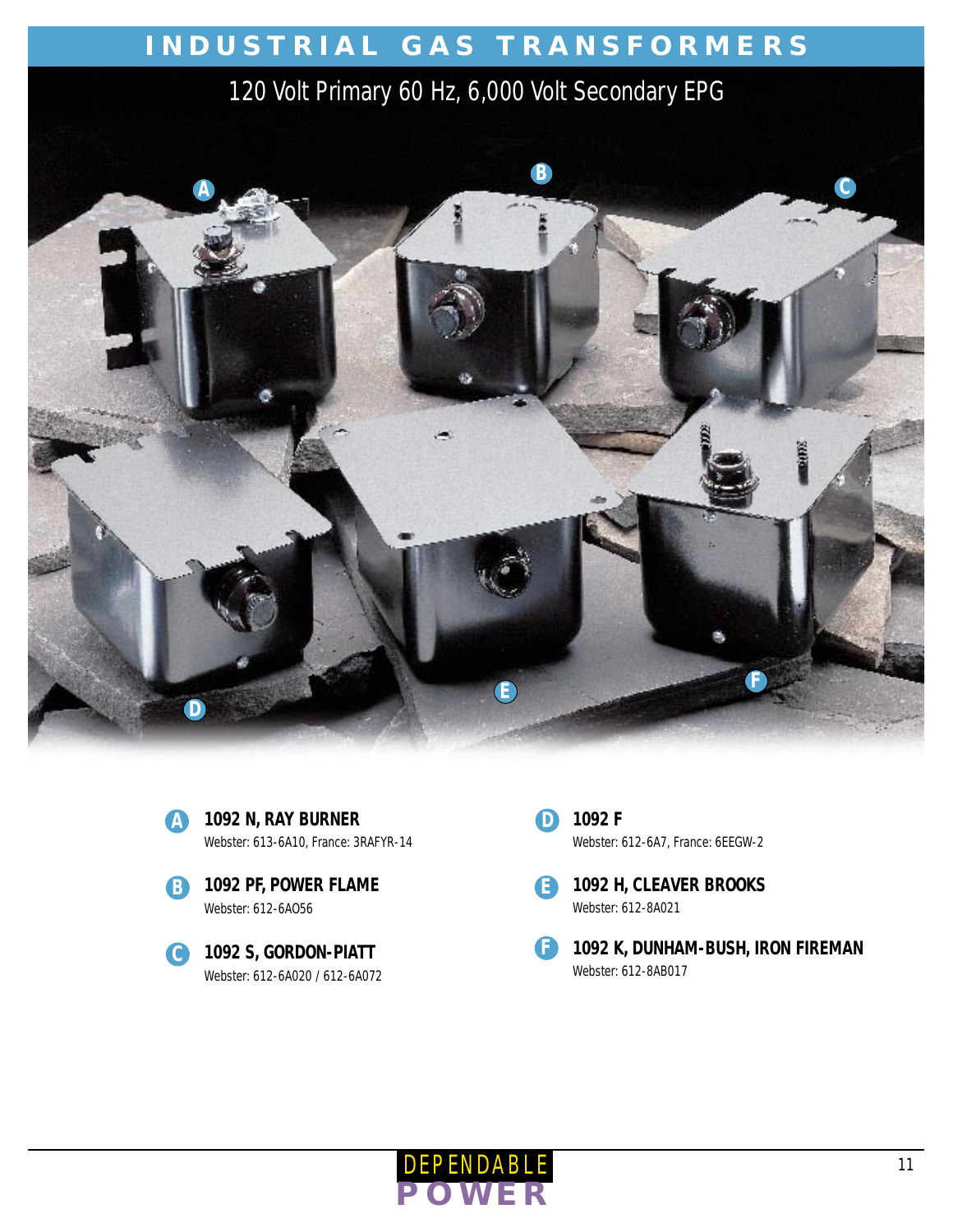# INDUSTRIAL GAS TRANSFORMERS

## 120 Volt Primary 60 Hz, 6,000 Volt Secondary EPG

**A** **1092 N, RAY BURNER**
Webster: 613-6A10, France: 3RAFYR-14

**B** **1092 PF, POWER FLAME**
Webster: 612-6A056

**C** **1092 S, GORDON-PIATT**
Webster: 612-6A020 / 612-6A072

**D** **1092 F**
Webster: 612-6A7, France: 6EEGW-2

**E** **1092 H, CLEAVER BROOKS**
Webster: 612-8A021

**F** **1092 K, DUNHAM-BUSH, IRON FIREMAN**
Webster: 612-8AB017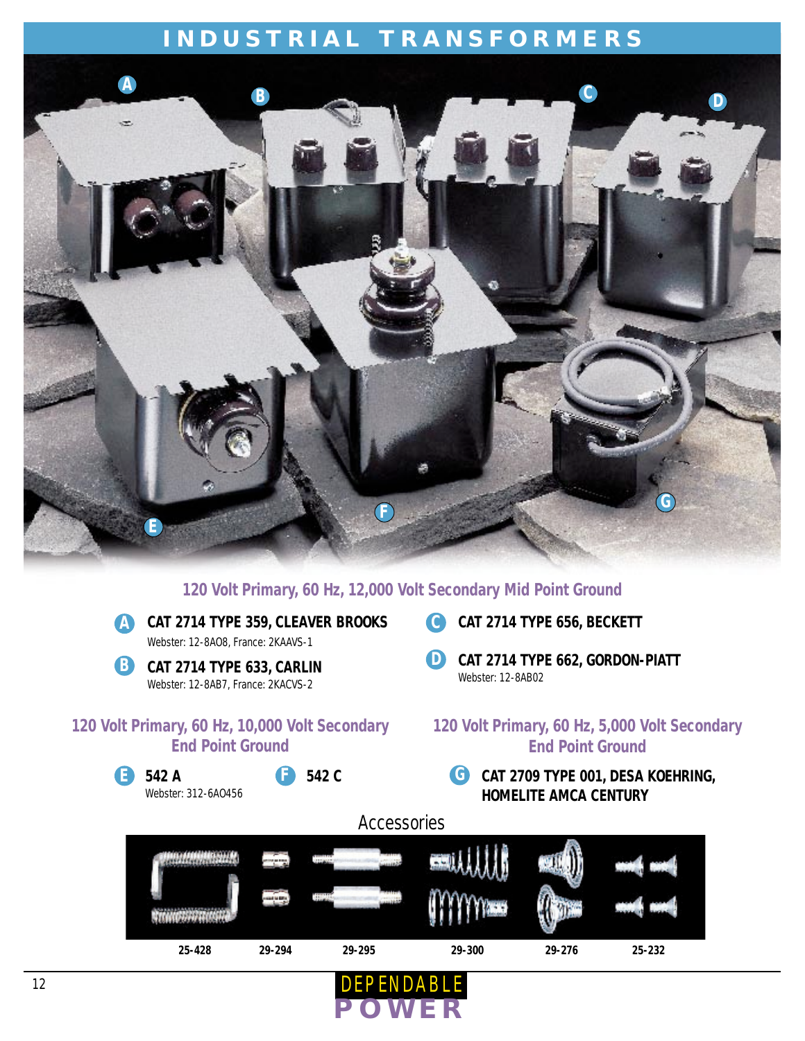# INDUSTRIAL TRANSFORMERS

## 120 Volt Primary, 60 Hz, 12,000 Volt Secondary Mid Point Ground

**A** **CAT 2714 TYPE 359, CLEAVER BROOKS**
Webster: 12-8AO8, France: 2KAAVS-1

**B** **CAT 2714 TYPE 633, CARLIN**
Webster: 12-8AB7, France: 2KACVS-2

**C** **CAT 2714 TYPE 656, BECKETT**

**D** **CAT 2714 TYPE 662, GORDON-PIATT**
Webster: 12-8AB02

## 120 Volt Primary, 60 Hz, 10,000 Volt Secondary End Point Ground

**E** **542 A**
Webster: 312-6AO456

**F** **542 C**

## 120 Volt Primary, 60 Hz, 5,000 Volt Secondary End Point Ground

**G** **CAT 2709 TYPE 001, DESA KOEHRING, HOMELITE AMCA CENTURY**

## Accessories

**25-428** | **29-294** | **29-295** | **29-300** | **29-276** | **25-232**

DEPENDABLE POWER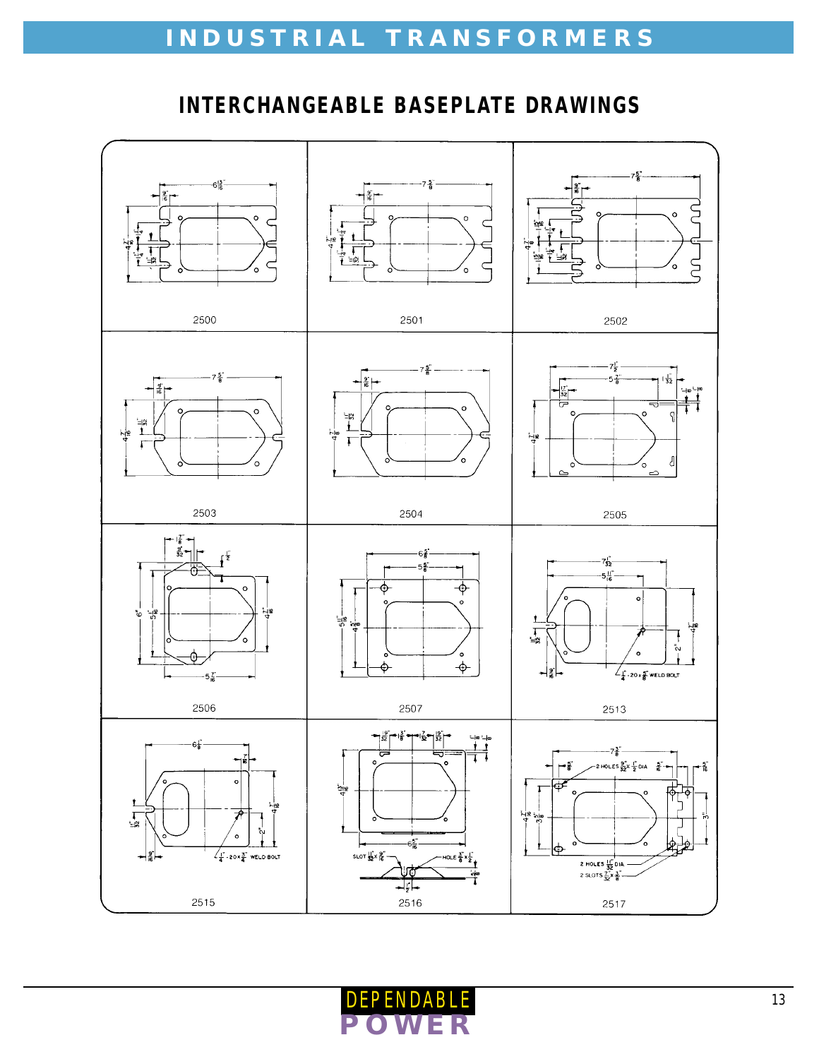# INDUSTRIAL TRANSFORMERS

## INTERCHANGEABLE BASEPLATE DRAWINGS

2500

2501

2502

2503

2504

2505

2506

2507

2513

2515

2516

2517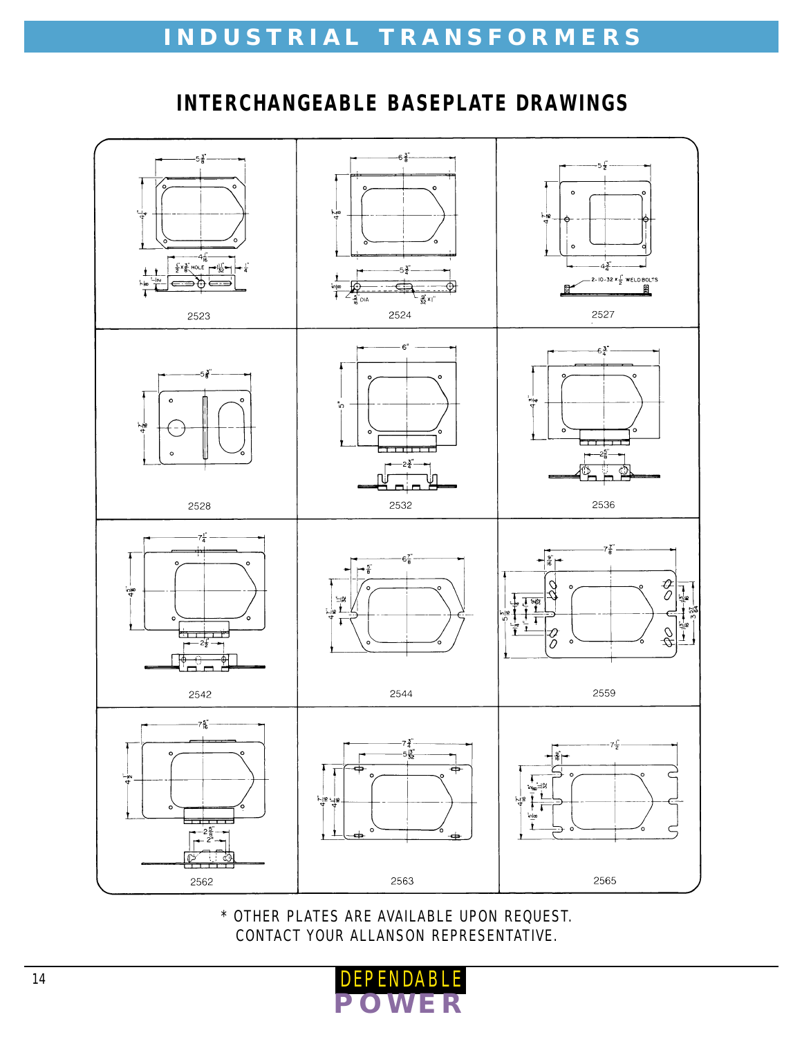## INTERCHANGEABLE BASEPLATE DRAWINGS

| | | |
|---|---|---|
| 2523 | 2524 | 2527 |
| 2528 | 2532 | 2536 |
| 2542 | 2544 | 2559 |
| 2562 | 2563 | 2565 |

* OTHER PLATES ARE AVAILABLE UPON REQUEST.
CONTACT YOUR ALLANSON REPRESENTATIVE.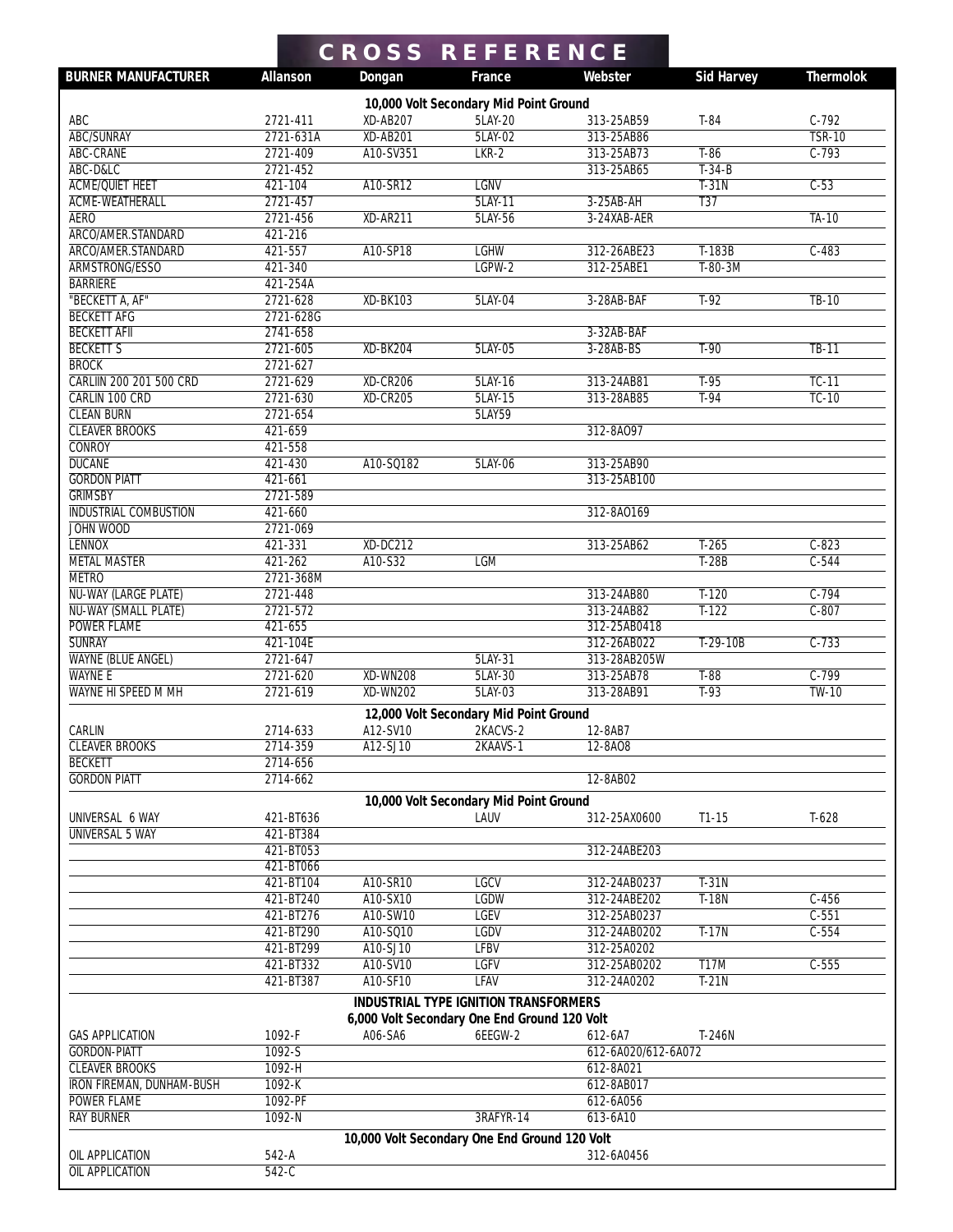# CROSS REFERENCE

| BURNER MANUFACTURER | Allanson | Dongan | France | Webster | Sid Harvey | Thermolok |
|---|---|---|---|---|---|---|
| **10,000 Volt Secondary Mid Point Ground** | | | | | | |
| ABC | 2721-411 | XD-AB207 | 5LAY-20 | 313-25AB59 | T-84 | C-792 |
| ABC/SUNRAY | 2721-631A | XD-AB201 | 5LAY-02 | 313-25AB86 | | TSR-10 |
| ABC-CRANE | 2721-409 | A10-SV351 | LKR-2 | 313-25AB73 | T-86 | C-793 |
| ABC-D&LC | 2721-452 | | | 313-25AB65 | T-34-B | |
| ACME/QUIET HEET | 421-104 | A10-SR12 | LGNV | | T-31N | C-53 |
| ACME-WEATHERALL | 2721-457 | | 5LAY-11 | 3-25AB-AH | T37 | |
| AERO | 2721-456 | XD-AR211 | 5LAY-56 | 3-24XAB-AER | | TA-10 |
| ARCO/AMER.STANDARD | 421-216 | | | | | |
| ARCO/AMER.STANDARD | 421-557 | A10-SP18 | LGHW | 312-26ABE23 | T-183B | C-483 |
| ARMSTRONG/ESSO | 421-340 | | LGPW-2 | 312-25ABE1 | T-80-3M | |
| BARRIERE | 421-254A | | | | | |
| "BECKETT A, AF" | 2721-628 | XD-BK103 | 5LAY-04 | 3-28AB-BAF | T-92 | TB-10 |
| BECKETT AFG | 2721-628G | | | | | |
| BECKETT AFII | 2741-658 | | | 3-32AB-BAF | | |
| BECKETT S | 2721-605 | XD-BK204 | 5LAY-05 | 3-28AB-BS | T-90 | TB-11 |
| BROCK | 2721-627 | | | | | |
| CARLIIN 200 201 500 CRD | 2721-629 | XD-CR206 | 5LAY-16 | 313-24AB81 | T-95 | TC-11 |
| CARLIN 100 CRD | 2721-630 | XD-CR205 | 5LAY-15 | 313-28AB85 | T-94 | TC-10 |
| CLEAN BURN | 2721-654 | | 5LAY59 | | | |
| CLEAVER BROOKS | 421-659 | | | 312-8AO97 | | |
| CONROY | 421-558 | | | | | |
| DUCANE | 421-430 | A10-SQ182 | 5LAY-06 | 313-25AB90 | | |
| GORDON PIATT | 421-661 | | | 313-25AB100 | | |
| GRIMSBY | 2721-589 | | | | | |
| INDUSTRIAL COMBUSTION | 421-660 | | | 312-8AO169 | | |
| JOHN WOOD | 2721-069 | | | | | |
| LENNOX | 421-331 | XD-DC212 | | 313-25AB62 | T-265 | C-823 |
| METAL MASTER | 421-262 | A10-S32 | LGM | | T-28B | C-544 |
| METRO | 2721-368M | | | | | |
| NU-WAY (LARGE PLATE) | 2721-448 | | | 313-24AB80 | T-120 | C-794 |
| NU-WAY (SMALL PLATE) | 2721-572 | | | 313-24AB82 | T-122 | C-807 |
| POWER FLAME | 421-655 | | | 312-25AB0418 | | |
| SUNRAY | 421-104E | | | 312-26ABO22 | T-29-10B | C-733 |
| WAYNE (BLUE ANGEL) | 2721-647 | | 5LAY-31 | 313-28AB205W | | |
| WAYNE E | 2721-620 | XD-WN208 | 5LAY-30 | 313-25AB78 | T-88 | C-799 |
| WAYNE HI SPEED M MH | 2721-619 | XD-WN202 | 5LAY-03 | 313-28AB91 | T-93 | TW-10 |
| **12,000 Volt Secondary Mid Point Ground** | | | | | | |
| CARLIN | 2714-633 | A12-SV10 | 2KACVS-2 | 12-8AB7 | | |
| CLEAVER BROOKS | 2714-359 | A12-SJ10 | 2KAAVS-1 | 12-8AO8 | | |
| BECKETT | 2714-656 | | | | | |
| GORDON PIATT | 2714-662 | | | 12-8AB02 | | |
| **10,000 Volt Secondary Mid Point Ground** | | | | | | |
| UNIVERSAL 6 WAY | 421-BT636 | | LAUV | 312-25AX0600 | T1-15 | T-628 |
| UNIVERSAL 5 WAY | 421-BT384 | | | | | |
| | 421-BT053 | | | 312-24ABE203 | | |
| | 421-BT066 | | | | | |
| | 421-BT104 | A10-SR10 | LGCV | 312-24AB0237 | T-31N | |
| | 421-BT240 | A10-SX10 | LGDW | 312-24ABE202 | T-18N | C-456 |
| | 421-BT276 | A10-SW10 | LGEV | 312-25AB0237 | | C-551 |
| | 421-BT290 | A10-SQ10 | LGDV | 312-24AB0202 | T-17N | C-554 |
| | 421-BT299 | A10-SJ10 | LFBV | 312-25A0202 | | |
| | 421-BT332 | A10-SV10 | LGFV | 312-25AB0202 | T17M | C-555 |
| | 421-BT387 | A10-SF10 | LFAV | 312-24A0202 | T-21N | |
| **INDUSTRIAL TYPE IGNITION TRANSFORMERS** | | | | | | |
| **6,000 Volt Secondary One End Ground 120 Volt** | | | | | | |
| GAS APPLICATION | 1092-F | A06-SA6 | 6EEGW-2 | 612-6A7 | T-246N | |
| GORDON-PIATT | 1092-S | | | 612-6A020/612-6A072 | | |
| CLEAVER BROOKS | 1092-H | | | 612-8A021 | | |
| IRON FIREMAN, DUNHAM-BUSH | 1092-K | | | 612-8AB017 | | |
| POWER FLAME | 1092-PF | | | 612-6A056 | | |
| RAY BURNER | 1092-N | | 3RAFYR-14 | 613-6A10 | | |
| **10,000 Volt Secondary One End Ground 120 Volt** | | | | | | |
| OIL APPLICATION | 542-A | | | 312-6A0456 | | |
| OIL APPLICATION | 542-C | | | | | |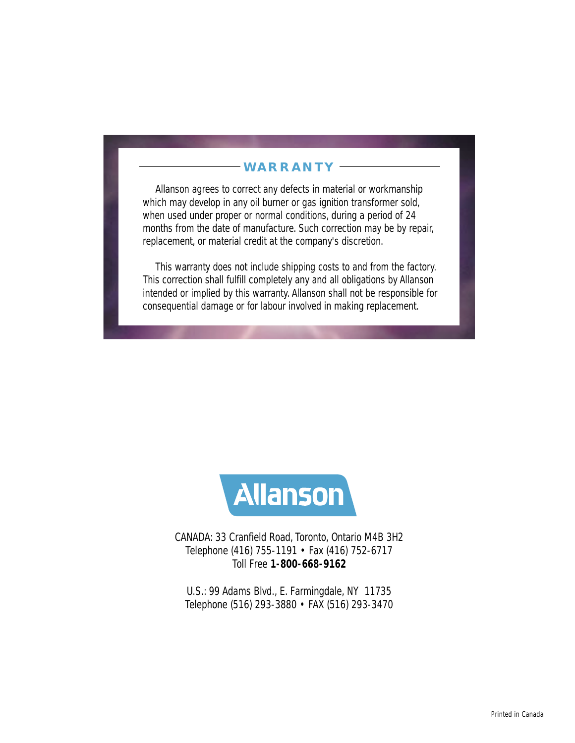## WARRANTY

Allanson agrees to correct any defects in material or workmanship which may develop in any oil burner or gas ignition transformer sold, when used under proper or normal conditions, during a period of 24 months from the date of manufacture. Such correction may be by repair, replacement, or material credit at the company's discretion.

This warranty does not include shipping costs to and from the factory. This correction shall fulfill completely any and all obligations by Allanson intended or implied by this warranty. Allanson shall not be responsible for consequential damage or for labour involved in making replacement.

**Allanson**

CANADA: 33 Cranfield Road, Toronto, Ontario M4B 3H2
Telephone (416) 755-1191 • Fax (416) 752-6717
Toll Free **1-800-668-9162**

U.S.: 99 Adams Blvd., E. Farmingdale, NY 11735
Telephone (516) 293-3880 • FAX (516) 293-3470

Printed in Canada